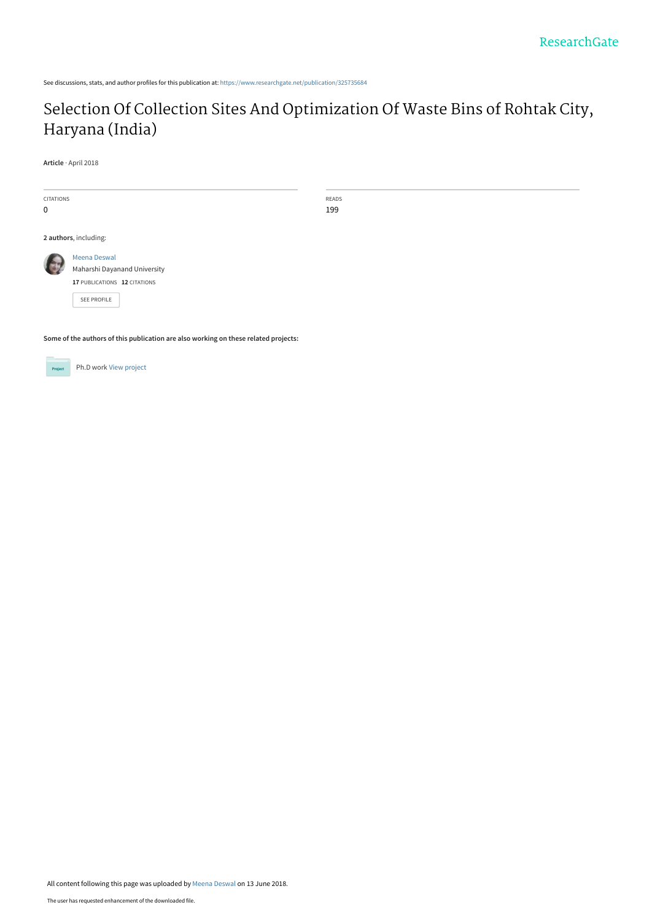See discussions, stats, and author profiles for this publication at: https://www.researchgate.net/publication/325735684

# Selection Of Collection Sites And Optimization Of Waste Bins of Rohtak City, Haryana (India)

**Article** · April 2018

| CITATIONS | READS |
| --- | --- |
| 0 | 199 |

**2 authors**, including:

Meena Deswal
Maharshi Dayanand University
**17** PUBLICATIONS **12** CITATIONS

SEE PROFILE

**Some of the authors of this publication are also working on these related projects:**

Ph.D work View project

All content following this page was uploaded by Meena Deswal on 13 June 2018.

The user has requested enhancement of the downloaded file.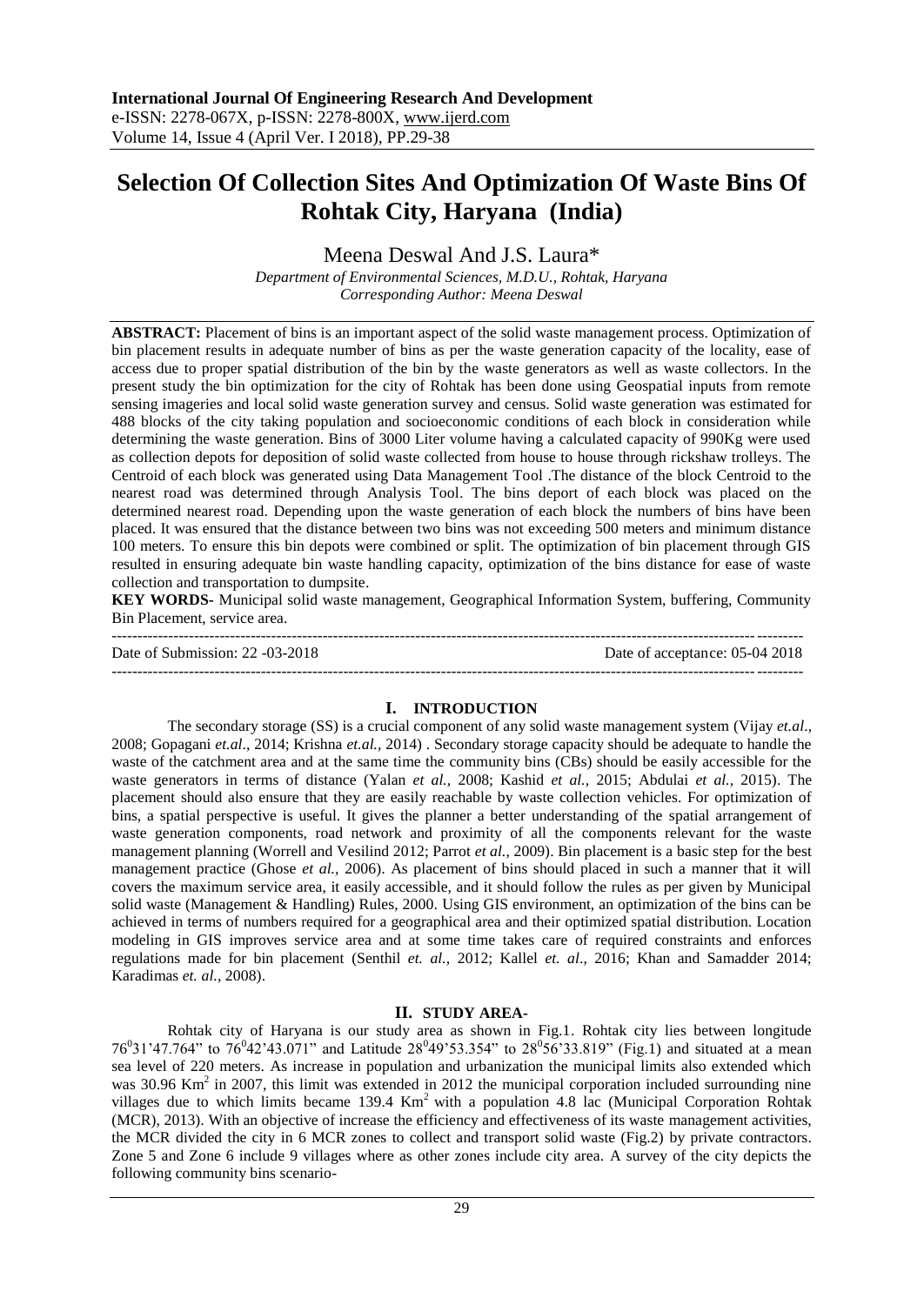**International Journal Of Engineering Research And Development**
e-ISSN: 2278-067X, p-ISSN: 2278-800X, www.ijerd.com
Volume 14, Issue 4 (April Ver. I 2018), PP.29-38

# Selection Of Collection Sites And Optimization Of Waste Bins Of Rohtak City, Haryana (India)

Meena Deswal And J.S. Laura*

*Department of Environmental Sciences, M.D.U., Rohtak, Haryana*
*Corresponding Author: Meena Deswal*

**ABSTRACT:** Placement of bins is an important aspect of the solid waste management process. Optimization of bin placement results in adequate number of bins as per the waste generation capacity of the locality, ease of access due to proper spatial distribution of the bin by the waste generators as well as waste collectors. In the present study the bin optimization for the city of Rohtak has been done using Geospatial inputs from remote sensing imageries and local solid waste generation survey and census. Solid waste generation was estimated for 488 blocks of the city taking population and socioeconomic conditions of each block in consideration while determining the waste generation. Bins of 3000 Liter volume having a calculated capacity of 990Kg were used as collection depots for deposition of solid waste collected from house to house through rickshaw trolleys. The Centroid of each block was generated using Data Management Tool .The distance of the block Centroid to the nearest road was determined through Analysis Tool. The bins deport of each block was placed on the determined nearest road. Depending upon the waste generation of each block the numbers of bins have been placed. It was ensured that the distance between two bins was not exceeding 500 meters and minimum distance 100 meters. To ensure this bin depots were combined or split. The optimization of bin placement through GIS resulted in ensuring adequate bin waste handling capacity, optimization of the bins distance for ease of waste collection and transportation to dumpsite.

**KEY WORDS-** Municipal solid waste management, Geographical Information System, buffering, Community Bin Placement, service area.

---

Date of Submission: 22 -03-2018 Date of acceptance: 05-04 2018

---

## I. INTRODUCTION

The secondary storage (SS) is a crucial component of any solid waste management system (Vijay *et.al*., 2008; Gopagani *et.al*., 2014; Krishna *et.al.,* 2014) . Secondary storage capacity should be adequate to handle the waste of the catchment area and at the same time the community bins (CBs) should be easily accessible for the waste generators in terms of distance (Yalan *et al.,* 2008; Kashid *et al.,* 2015; Abdulai *et al.,* 2015). The placement should also ensure that they are easily reachable by waste collection vehicles. For optimization of bins, a spatial perspective is useful. It gives the planner a better understanding of the spatial arrangement of waste generation components, road network and proximity of all the components relevant for the waste management planning (Worrell and Vesilind 2012; Parrot *et al.,* 2009). Bin placement is a basic step for the best management practice (Ghose *et al.,* 2006). As placement of bins should placed in such a manner that it will covers the maximum service area, it easily accessible, and it should follow the rules as per given by Municipal solid waste (Management & Handling) Rules, 2000. Using GIS environment, an optimization of the bins can be achieved in terms of numbers required for a geographical area and their optimized spatial distribution. Location modeling in GIS improves service area and at some time takes care of required constraints and enforces regulations made for bin placement (Senthil *et. al.,* 2012; Kallel *et. al*., 2016; Khan and Samadder 2014; Karadimas *et. al.*, 2008).

## II. STUDY AREA-

Rohtak city of Haryana is our study area as shown in Fig.1. Rohtak city lies between longitude $76^0 31'47.764"$ to $76^0 42'43.071"$ and Latitude $28^0 49'53.354"$ to $28^0 56'33.819"$ (Fig.1) and situated at a mean sea level of 220 meters. As increase in population and urbanization the municipal limits also extended which was 30.96 $Km^2$ in 2007, this limit was extended in 2012 the municipal corporation included surrounding nine villages due to which limits became 139.4 $Km^2$ with a population 4.8 lac (Municipal Corporation Rohtak (MCR), 2013). With an objective of increase the efficiency and effectiveness of its waste management activities, the MCR divided the city in 6 MCR zones to collect and transport solid waste (Fig.2) by private contractors. Zone 5 and Zone 6 include 9 villages where as other zones include city area. A survey of the city depicts the following community bins scenario-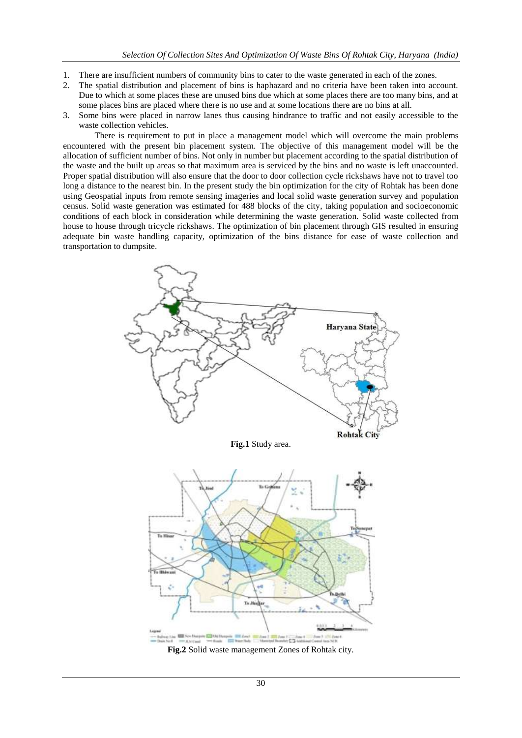1. There are insufficient numbers of community bins to cater to the waste generated in each of the zones.
2. The spatial distribution and placement of bins is haphazard and no criteria have been taken into account. Due to which at some places these are unused bins due which at some places there are too many bins, and at some places bins are placed where there is no use and at some locations there are no bins at all.
3. Some bins were placed in narrow lanes thus causing hindrance to traffic and not easily accessible to the waste collection vehicles.

There is requirement to put in place a management model which will overcome the main problems encountered with the present bin placement system. The objective of this management model will be the allocation of sufficient number of bins. Not only in number but placement according to the spatial distribution of the waste and the built up areas so that maximum area is serviced by the bins and no waste is left unaccounted. Proper spatial distribution will also ensure that the door to door collection cycle rickshaws have not to travel too long a distance to the nearest bin. In the present study the bin optimization for the city of Rohtak has been done using Geospatial inputs from remote sensing imageries and local solid waste generation survey and population census. Solid waste generation was estimated for 488 blocks of the city, taking population and socioeconomic conditions of each block in consideration while determining the waste generation. Solid waste collected from house to house through tricycle rickshaws. The optimization of bin placement through GIS resulted in ensuring adequate bin waste handling capacity, optimization of the bins distance for ease of waste collection and transportation to dumpsite.

**Fig.1** Study area.

**Fig.2** Solid waste management Zones of Rohtak city.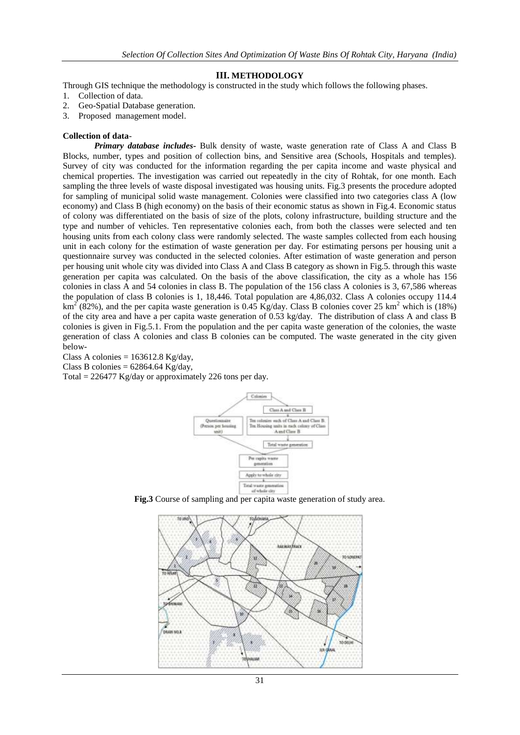## III. METHODOLOGY

Through GIS technique the methodology is constructed in the study which follows the following phases.

1. Collection of data.
2. Geo-Spatial Database generation.
3. Proposed management model.

**Collection of data-**

***Primary database includes-*** Bulk density of waste, waste generation rate of Class A and Class B Blocks, number, types and position of collection bins, and Sensitive area (Schools, Hospitals and temples). Survey of city was conducted for the information regarding the per capita income and waste physical and chemical properties. The investigation was carried out repeatedly in the city of Rohtak, for one month. Each sampling the three levels of waste disposal investigated was housing units. Fig.3 presents the procedure adopted for sampling of municipal solid waste management. Colonies were classified into two categories class A (low economy) and Class B (high economy) on the basis of their economic status as shown in Fig.4. Economic status of colony was differentiated on the basis of size of the plots, colony infrastructure, building structure and the type and number of vehicles. Ten representative colonies each, from both the classes were selected and ten housing units from each colony class were randomly selected. The waste samples collected from each housing unit in each colony for the estimation of waste generation per day. For estimating persons per housing unit a questionnaire survey was conducted in the selected colonies. After estimation of waste generation and person per housing unit whole city was divided into Class A and Class B category as shown in Fig.5. through this waste generation per capita was calculated. On the basis of the above classification, the city as a whole has 156 colonies in class A and 54 colonies in class B. The population of the 156 class A colonies is 3, 67,586 whereas the population of class B colonies is 1, 18,446. Total population are 4,86,032. Class A colonies occupy 114.4 $km^2$ (82%), and the per capita waste generation is 0.45 Kg/day. Class B colonies cover 25 $km^2$ which is (18%) of the city area and have a per capita waste generation of 0.53 kg/day. The distribution of class A and class B colonies is given in Fig.5.1. From the population and the per capita waste generation of the colonies, the waste generation of class A colonies and class B colonies can be computed. The waste generated in the city given below-

Class A colonies = 163612.8 Kg/day,
Class B colonies = 62864.64 Kg/day,
Total = 226477 Kg/day or approximately 226 tons per day.

**Fig.3** Course of sampling and per capita waste generation of study area.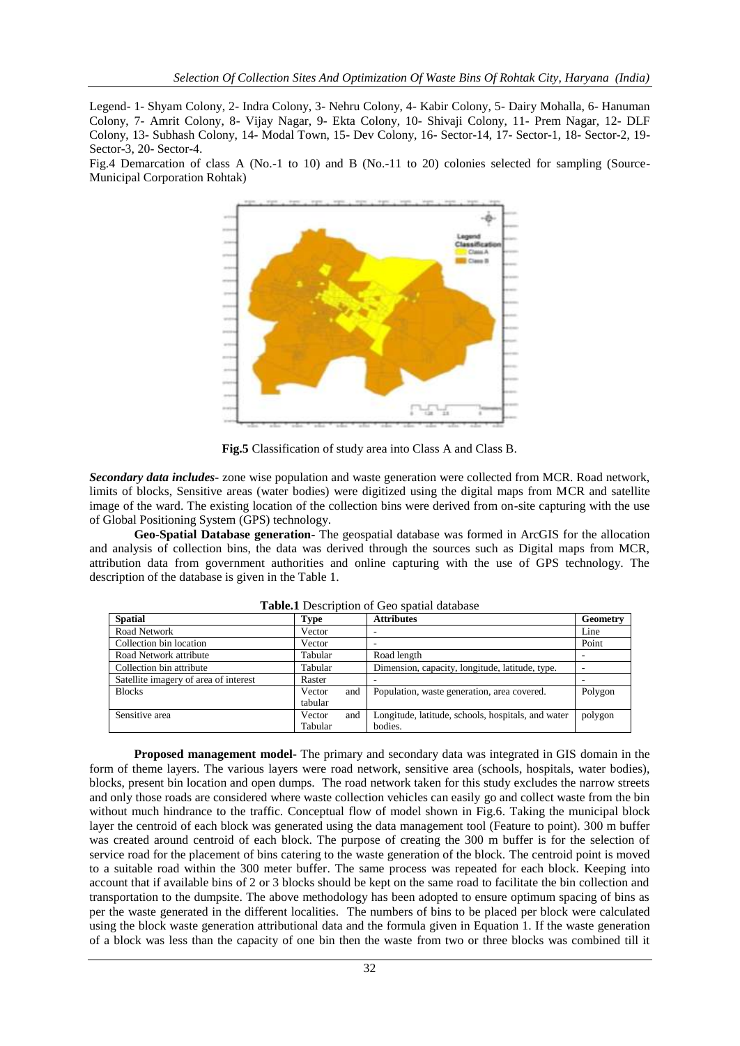Legend- 1- Shyam Colony, 2- Indra Colony, 3- Nehru Colony, 4- Kabir Colony, 5- Dairy Mohalla, 6- Hanuman Colony, 7- Amrit Colony, 8- Vijay Nagar, 9- Ekta Colony, 10- Shivaji Colony, 11- Prem Nagar, 12- DLF Colony, 13- Subhash Colony, 14- Modal Town, 15- Dev Colony, 16- Sector-14, 17- Sector-1, 18- Sector-2, 19- Sector-3, 20- Sector-4.

Fig.4 Demarcation of class A (No.-1 to 10) and B (No.-11 to 20) colonies selected for sampling (Source- Municipal Corporation Rohtak)

**Fig.5** Classification of study area into Class A and Class B.

***Secondary data includes-*** zone wise population and waste generation were collected from MCR. Road network, limits of blocks, Sensitive areas (water bodies) were digitized using the digital maps from MCR and satellite image of the ward. The existing location of the collection bins were derived from on-site capturing with the use of Global Positioning System (GPS) technology.

**Geo-Spatial Database generation-** The geospatial database was formed in ArcGIS for the allocation and analysis of collection bins, the data was derived through the sources such as Digital maps from MCR, attribution data from government authorities and online capturing with the use of GPS technology. The description of the database is given in the Table 1.

**Table.1** Description of Geo spatial database

| Spatial | Type | Attributes | Geometry |
|---|---|---|---|
| Road Network | Vector | - | Line |
| Collection bin location | Vector | - | Point |
| Road Network attribute | Tabular | Road length | - |
| Collection bin attribute | Tabular | Dimension, capacity, longitude, latitude, type. | - |
| Satellite imagery of area of interest | Raster | - | - |
| Blocks | Vector and tabular | Population, waste generation, area covered. | Polygon |
| Sensitive area | Vector and Tabular | Longitude, latitude, schools, hospitals, and water bodies. | polygon |

**Proposed management model-** The primary and secondary data was integrated in GIS domain in the form of theme layers. The various layers were road network, sensitive area (schools, hospitals, water bodies), blocks, present bin location and open dumps. The road network taken for this study excludes the narrow streets and only those roads are considered where waste collection vehicles can easily go and collect waste from the bin without much hindrance to the traffic. Conceptual flow of model shown in Fig.6. Taking the municipal block layer the centroid of each block was generated using the data management tool (Feature to point). 300 m buffer was created around centroid of each block. The purpose of creating the 300 m buffer is for the selection of service road for the placement of bins catering to the waste generation of the block. The centroid point is moved to a suitable road within the 300 meter buffer. The same process was repeated for each block. Keeping into account that if available bins of 2 or 3 blocks should be kept on the same road to facilitate the bin collection and transportation to the dumpsite. The above methodology has been adopted to ensure optimum spacing of bins as per the waste generated in the different localities. The numbers of bins to be placed per block were calculated using the block waste generation attributional data and the formula given in Equation 1. If the waste generation of a block was less than the capacity of one bin then the waste from two or three blocks was combined till it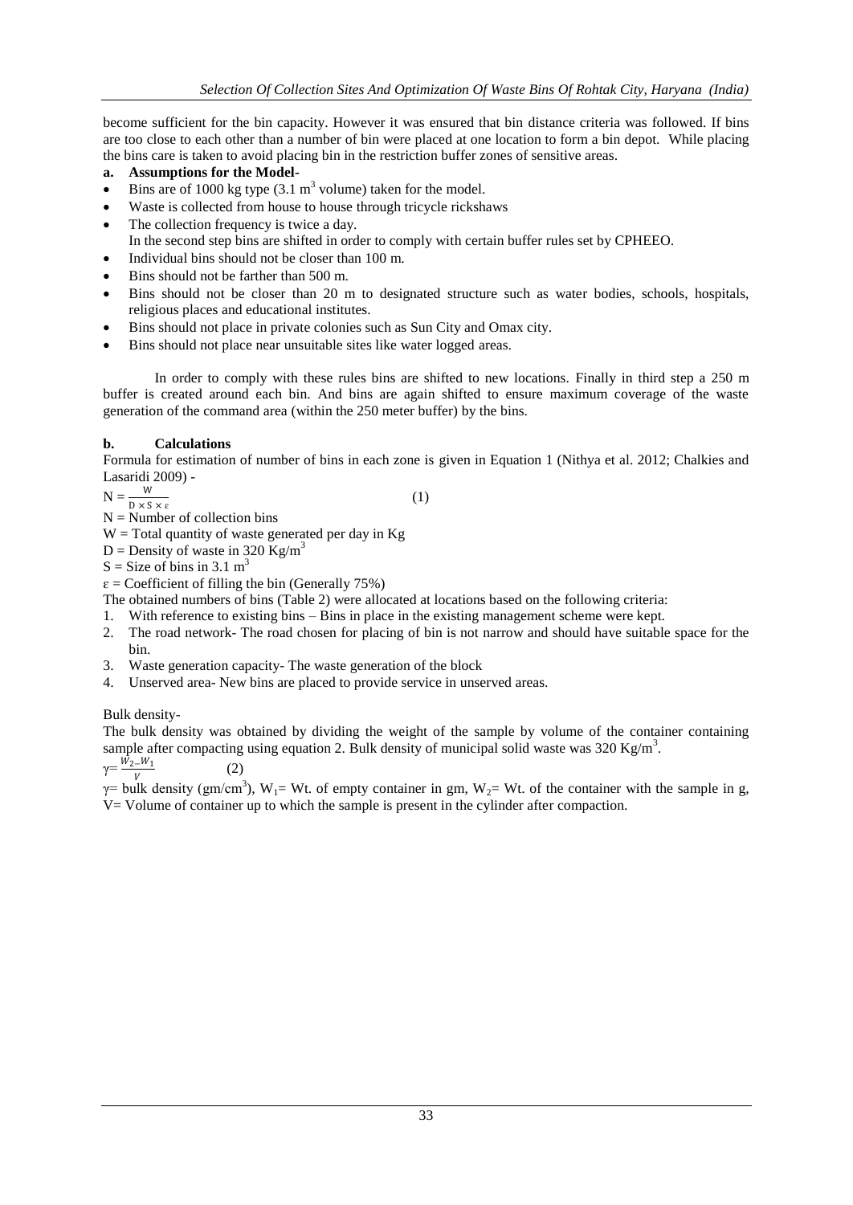become sufficient for the bin capacity. However it was ensured that bin distance criteria was followed. If bins are too close to each other than a number of bin were placed at one location to form a bin depot. While placing the bins care is taken to avoid placing bin in the restriction buffer zones of sensitive areas.

**a. Assumptions for the Model-**

- Bins are of 1000 kg type (3.1 $m^3$ volume) taken for the model.
- Waste is collected from house to house through tricycle rickshaws
- The collection frequency is twice a day.
  In the second step bins are shifted in order to comply with certain buffer rules set by CPHEEO.
- Individual bins should not be closer than 100 m.
- Bins should not be farther than 500 m.
- Bins should not be closer than 20 m to designated structure such as water bodies, schools, hospitals, religious places and educational institutes.
- Bins should not place in private colonies such as Sun City and Omax city.
- Bins should not place near unsuitable sites like water logged areas.

In order to comply with these rules bins are shifted to new locations. Finally in third step a 250 m buffer is created around each bin. And bins are again shifted to ensure maximum coverage of the waste generation of the command area (within the 250 meter buffer) by the bins.

**b. Calculations**

Formula for estimation of number of bins in each zone is given in Equation 1 (Nithya et al. 2012; Chalkies and Lasaridi 2009) -

$$N = \frac{W}{D \times S \times \varepsilon} \quad (1)$$

N = Number of collection bins

W = Total quantity of waste generated per day in Kg

D = Density of waste in 320 $Kg/m^3$

S = Size of bins in 3.1 $m^3$

$\varepsilon$ = Coefficient of filling the bin (Generally 75%)

The obtained numbers of bins (Table 2) were allocated at locations based on the following criteria:

1. With reference to existing bins – Bins in place in the existing management scheme were kept.
2. The road network- The road chosen for placing of bin is not narrow and should have suitable space for the bin.
3. Waste generation capacity- The waste generation of the block
4. Unserved area- New bins are placed to provide service in unserved areas.

Bulk density-

The bulk density was obtained by dividing the weight of the sample by volume of the container containing sample after compacting using equation 2. Bulk density of municipal solid waste was 320 $Kg/m^3$.

$$\gamma = \frac{W_2 - W_1}{V} \quad (2)$$

$\gamma$ = bulk density ($gm/cm^3$), $W_1$ = Wt. of empty container in gm, $W_2$ = Wt. of the container with the sample in g, V= Volume of container up to which the sample is present in the cylinder after compaction.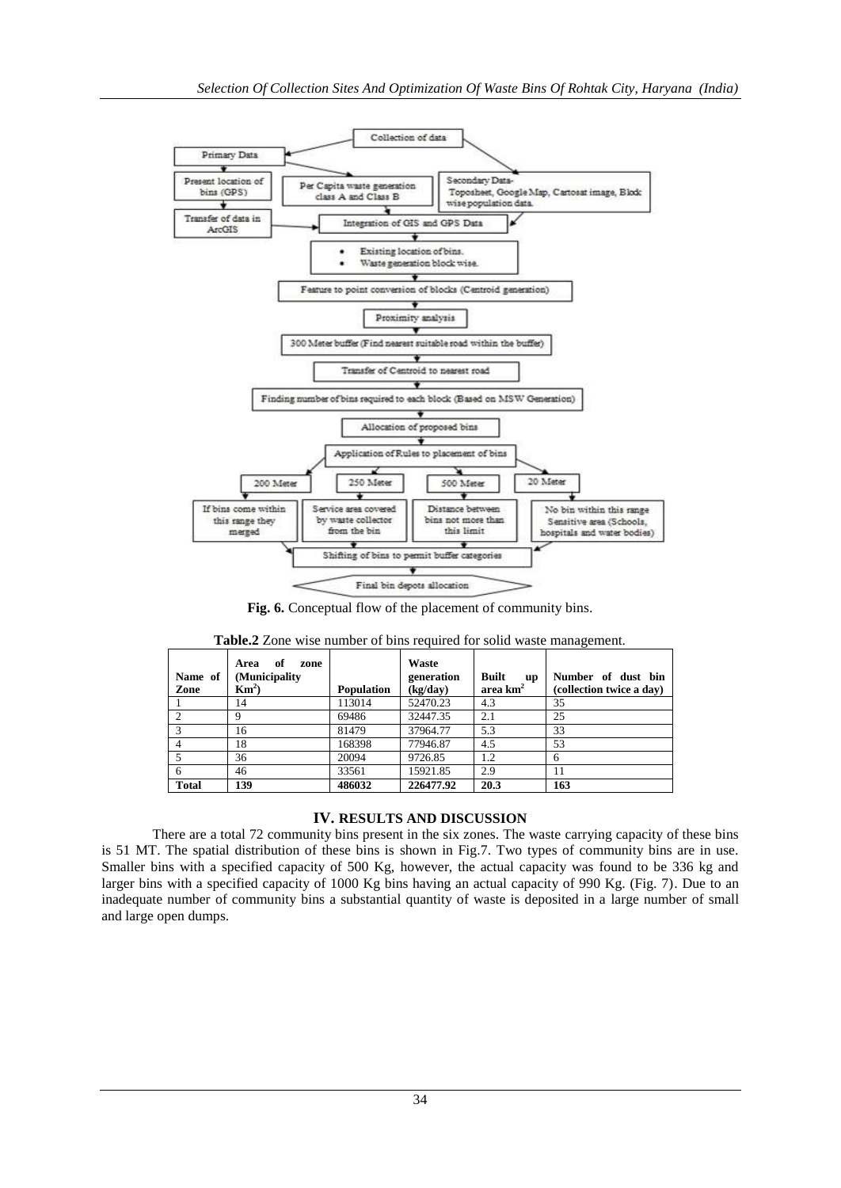- Collection of data
  - Primary Data
    - Present location of bins (GPS)
    - Transfer of data in ArcGIS
    - Per Capita waste generation class A and Class B
  - Secondary Data- Toposheet, Google Map, Cartosat image, Block wise population data.
- Integration of GIS and GPS Data
  - Existing location of bins.
  - Waste generation block wise.
- Feature to point conversion of blocks (Centroid generation)
- Proximity analysis
- 300 Meter buffer (Find nearest suitable road within the buffer)
- Transfer of Centroid to nearest road
- Finding number of bins required to each block (Based on MSW Generation)
- Allocation of proposed bins
- Application of Rules to placement of bins
  - 200 Meter: If bins come within this range they merged
  - 250 Meter: Service area covered by waste collector from the bin
  - 500 Meter: Distance between bins not more than this limit
  - 20 Meter: No bin within this range Sensitive area (Schools, hospitals and water bodies)
- Shifting of bins to permit buffer categories
- Final bin depots allocation

**Fig. 6.** Conceptual flow of the placement of community bins.

**Table.2** Zone wise number of bins required for solid waste management.

| Name of Zone | Area of zone (Municipality $Km^2$) | Population | Waste generation (kg/day) | Built up area $km^2$ | Number of dust bin (collection twice a day) |
|---|---|---|---|---|---|
| 1 | 14 | 113014 | 52470.23 | 4.3 | 35 |
| 2 | 9 | 69486 | 32447.35 | 2.1 | 25 |
| 3 | 16 | 81479 | 37964.77 | 5.3 | 33 |
| 4 | 18 | 168398 | 77946.87 | 4.5 | 53 |
| 5 | 36 | 20094 | 9726.85 | 1.2 | 6 |
| 6 | 46 | 33561 | 15921.85 | 2.9 | 11 |
| **Total** | **139** | **486032** | **226477.92** | **20.3** | **163** |

## IV. RESULTS AND DISCUSSION

There are a total 72 community bins present in the six zones. The waste carrying capacity of these bins is 51 MT. The spatial distribution of these bins is shown in Fig.7. Two types of community bins are in use. Smaller bins with a specified capacity of 500 Kg, however, the actual capacity was found to be 336 kg and larger bins with a specified capacity of 1000 Kg bins having an actual capacity of 990 Kg. (Fig. 7). Due to an inadequate number of community bins a substantial quantity of waste is deposited in a large number of small and large open dumps.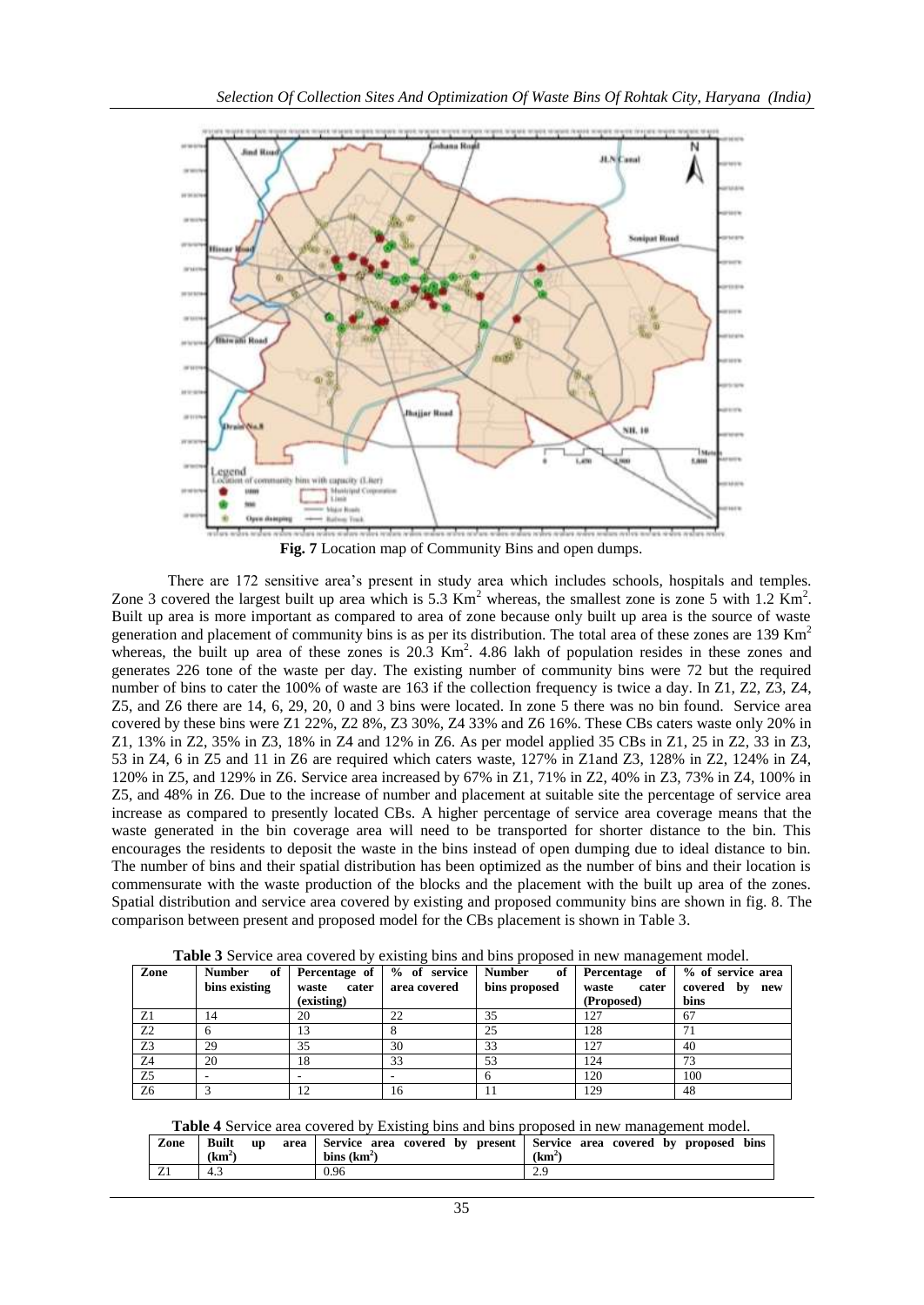**Fig. 7** Location map of Community Bins and open dumps.

There are 172 sensitive area's present in study area which includes schools, hospitals and temples. Zone 3 covered the largest built up area which is 5.3 $Km^2$ whereas, the smallest zone is zone 5 with 1.2 $Km^2$. Built up area is more important as compared to area of zone because only built up area is the source of waste generation and placement of community bins is as per its distribution. The total area of these zones are 139 $Km^2$ whereas, the built up area of these zones is 20.3 $Km^2$. 4.86 lakh of population resides in these zones and generates 226 tone of the waste per day. The existing number of community bins were 72 but the required number of bins to cater the 100% of waste are 163 if the collection frequency is twice a day. In Z1, Z2, Z3, Z4, Z5, and Z6 there are 14, 6, 29, 20, 0 and 3 bins were located. In zone 5 there was no bin found. Service area covered by these bins were Z1 22%, Z2 8%, Z3 30%, Z4 33% and Z6 16%. These CBs caters waste only 20% in Z1, 13% in Z2, 35% in Z3, 18% in Z4 and 12% in Z6. As per model applied 35 CBs in Z1, 25 in Z2, 33 in Z3, 53 in Z4, 6 in Z5 and 11 in Z6 are required which caters waste, 127% in Z1and Z3, 128% in Z2, 124% in Z4, 120% in Z5, and 129% in Z6. Service area increased by 67% in Z1, 71% in Z2, 40% in Z3, 73% in Z4, 100% in Z5, and 48% in Z6. Due to the increase of number and placement at suitable site the percentage of service area increase as compared to presently located CBs. A higher percentage of service area coverage means that the waste generated in the bin coverage area will need to be transported for shorter distance to the bin. This encourages the residents to deposit the waste in the bins instead of open dumping due to ideal distance to bin. The number of bins and their spatial distribution has been optimized as the number of bins and their location is commensurate with the waste production of the blocks and the placement with the built up area of the zones. Spatial distribution and service area covered by existing and proposed community bins are shown in fig. 8. The comparison between present and proposed model for the CBs placement is shown in Table 3.

**Table 3** Service area covered by existing bins and bins proposed in new management model.

| Zone | Number of bins existing | Percentage of waste cater (existing) | % of service area covered | Number of bins proposed | Percentage of waste cater (Proposed) | % of service area covered by new bins |
|---|---|---|---|---|---|---|
| Z1 | 14 | 20 | 22 | 35 | 127 | 67 |
| Z2 | 6 | 13 | 8 | 25 | 128 | 71 |
| Z3 | 29 | 35 | 30 | 33 | 127 | 40 |
| Z4 | 20 | 18 | 33 | 53 | 124 | 73 |
| Z5 | - | - | - | 6 | 120 | 100 |
| Z6 | 3 | 12 | 16 | 11 | 129 | 48 |

**Table 4** Service area covered by Existing bins and bins proposed in new management model.

| Zone | Built up area ($km^2$) | Service area covered by present bins ($km^2$) | Service area covered by proposed bins ($km^2$) |
|---|---|---|---|
| Z1 | 4.3 | 0.96 | 2.9 |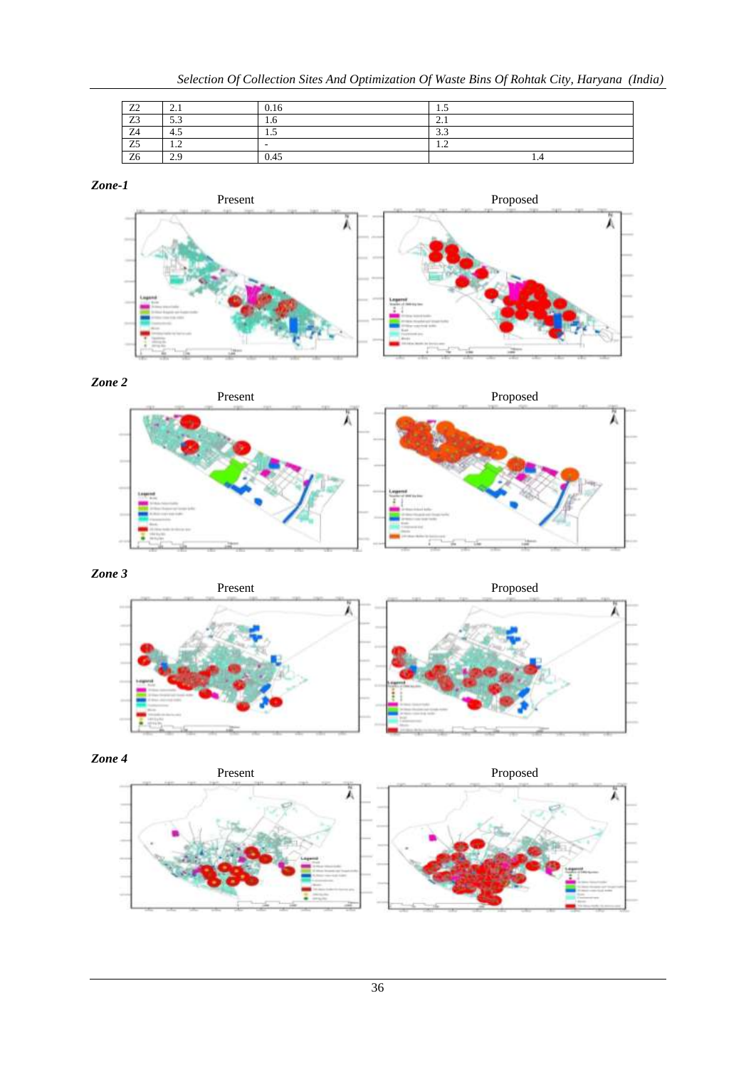| Z2 | 2.1 | 0.16 | 1.5 |
|---|---|---|---|
| Z3 | 5.3 | 1.6 | 2.1 |
| Z4 | 4.5 | 1.5 | 3.3 |
| Z5 | 1.2 | - | 1.2 |
| Z6 | 2.9 | 0.45 | 1.4 |

***Zone-1***

Present Proposed

***Zone 2***

Present Proposed

***Zone 3***

Present Proposed

***Zone 4***

Present Proposed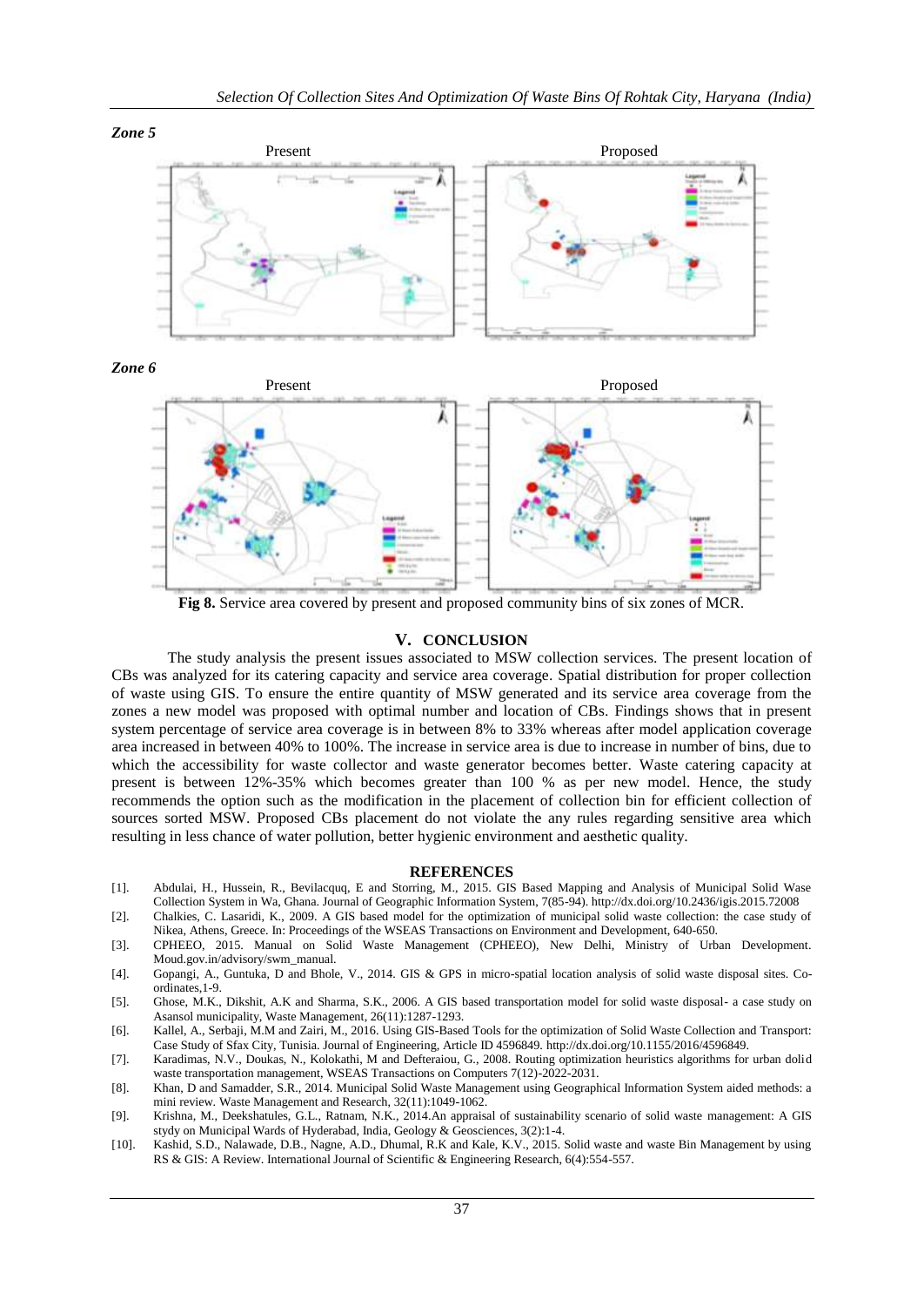*Zone 5*

Present

Proposed

*Zone 6*

Present

Proposed

**Fig 8.** Service area covered by present and proposed community bins of six zones of MCR.

## V. CONCLUSION

The study analysis the present issues associated to MSW collection services. The present location of CBs was analyzed for its catering capacity and service area coverage. Spatial distribution for proper collection of waste using GIS. To ensure the entire quantity of MSW generated and its service area coverage from the zones a new model was proposed with optimal number and location of CBs. Findings shows that in present system percentage of service area coverage is in between 8% to 33% whereas after model application coverage area increased in between 40% to 100%. The increase in service area is due to increase in number of bins, due to which the accessibility for waste collector and waste generator becomes better. Waste catering capacity at present is between 12%-35% which becomes greater than 100 % as per new model. Hence, the study recommends the option such as the modification in the placement of collection bin for efficient collection of sources sorted MSW. Proposed CBs placement do not violate the any rules regarding sensitive area which resulting in less chance of water pollution, better hygienic environment and aesthetic quality.

## REFERENCES

[1]. Abdulai, H., Hussein, R., Bevilacquq, E and Storring, M., 2015. GIS Based Mapping and Analysis of Municipal Solid Wase Collection System in Wa, Ghana. Journal of Geographic Information System, 7(85-94). http://dx.doi.org/10.2436/igis.2015.72008

[2]. Chalkies, C. Lasaridi, K., 2009. A GIS based model for the optimization of municipal solid waste collection: the case study of Nikea, Athens, Greece. In: Proceedings of the WSEAS Transactions on Environment and Development, 640-650.

[3]. CPHEEO, 2015. Manual on Solid Waste Management (CPHEEO), New Delhi, Ministry of Urban Development. Moud.gov.in/advisory/swm_manual.

[4]. Gopangi, A., Guntuka, D and Bhole, V., 2014. GIS & GPS in micro-spatial location analysis of solid waste disposal sites. Co-ordinates,1-9.

[5]. Ghose, M.K., Dikshit, A.K and Sharma, S.K., 2006. A GIS based transportation model for solid waste disposal- a case study on Asansol municipality, Waste Management, 26(11):1287-1293.

[6]. Kallel, A., Serbaji, M.M and Zairi, M., 2016. Using GIS-Based Tools for the optimization of Solid Waste Collection and Transport: Case Study of Sfax City, Tunisia. Journal of Engineering, Article ID 4596849. http://dx.doi.org/10.1155/2016/4596849.

[7]. Karadimas, N.V., Doukas, N., Kolokathi, M and Defteraiou, G., 2008. Routing optimization heuristics algorithms for urban dolid waste transportation management, WSEAS Transactions on Computers 7(12)-2022-2031.

[8]. Khan, D and Samadder, S.R., 2014. Municipal Solid Waste Management using Geographical Information System aided methods: a mini review. Waste Management and Research, 32(11):1049-1062.

[9]. Krishna, M., Deekshatules, G.L., Ratnam, N.K., 2014.An appraisal of sustainability scenario of solid waste management: A GIS stydy on Municipal Wards of Hyderabad, India, Geology & Geosciences, 3(2):1-4.

[10]. Kashid, S.D., Nalawade, D.B., Nagne, A.D., Dhumal, R.K and Kale, K.V., 2015. Solid waste and waste Bin Management by using RS & GIS: A Review. International Journal of Scientific & Engineering Research, 6(4):554-557.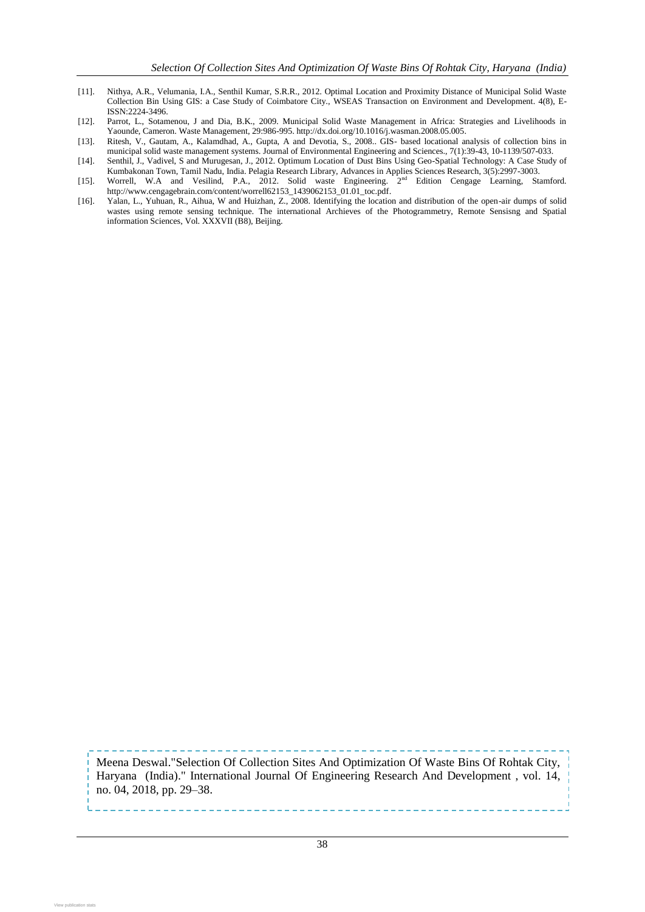[11]. Nithya, A.R., Velumania, I.A., Senthil Kumar, S.R.R., 2012. Optimal Location and Proximity Distance of Municipal Solid Waste Collection Bin Using GIS: a Case Study of Coimbatore City., WSEAS Transaction on Environment and Development. 4(8), E-ISSN:2224-3496.

[12]. Parrot, L., Sotamenou, J and Dia, B.K., 2009. Municipal Solid Waste Management in Africa: Strategies and Livelihoods in Yaounde, Cameron. Waste Management, 29:986-995. http://dx.doi.org/10.1016/j.wasman.2008.05.005.

[13]. Ritesh, V., Gautam, A., Kalamdhad, A., Gupta, A and Devotia, S., 2008.. GIS- based locational analysis of collection bins in municipal solid waste management systems. Journal of Environmental Engineering and Sciences., 7(1):39-43, 10-1139/507-033.

[14]. Senthil, J., Vadivel, S and Murugesan, J., 2012. Optimum Location of Dust Bins Using Geo-Spatial Technology: A Case Study of Kumbakonan Town, Tamil Nadu, India. Pelagia Research Library, Advances in Applies Sciences Research, 3(5):2997-3003.

[15]. Worrell, W.A and Vesilind, P.A., 2012. Solid waste Engineering. 2nd Edition Cengage Learning, Stamford. http://www.cengagebrain.com/content/worrell62153_1439062153_01.01_toc.pdf.

[16]. Yalan, L., Yuhuan, R., Aihua, W and Huizhan, Z., 2008. Identifying the location and distribution of the open-air dumps of solid wastes using remote sensing technique. The international Archieves of the Photogrammetry, Remote Sensisng and Spatial information Sciences, Vol. XXXVII (B8), Beijing.

Meena Deswal."Selection Of Collection Sites And Optimization Of Waste Bins Of Rohtak City, Haryana (India)." International Journal Of Engineering Research And Development , vol. 14, no. 04, 2018, pp. 29–38.